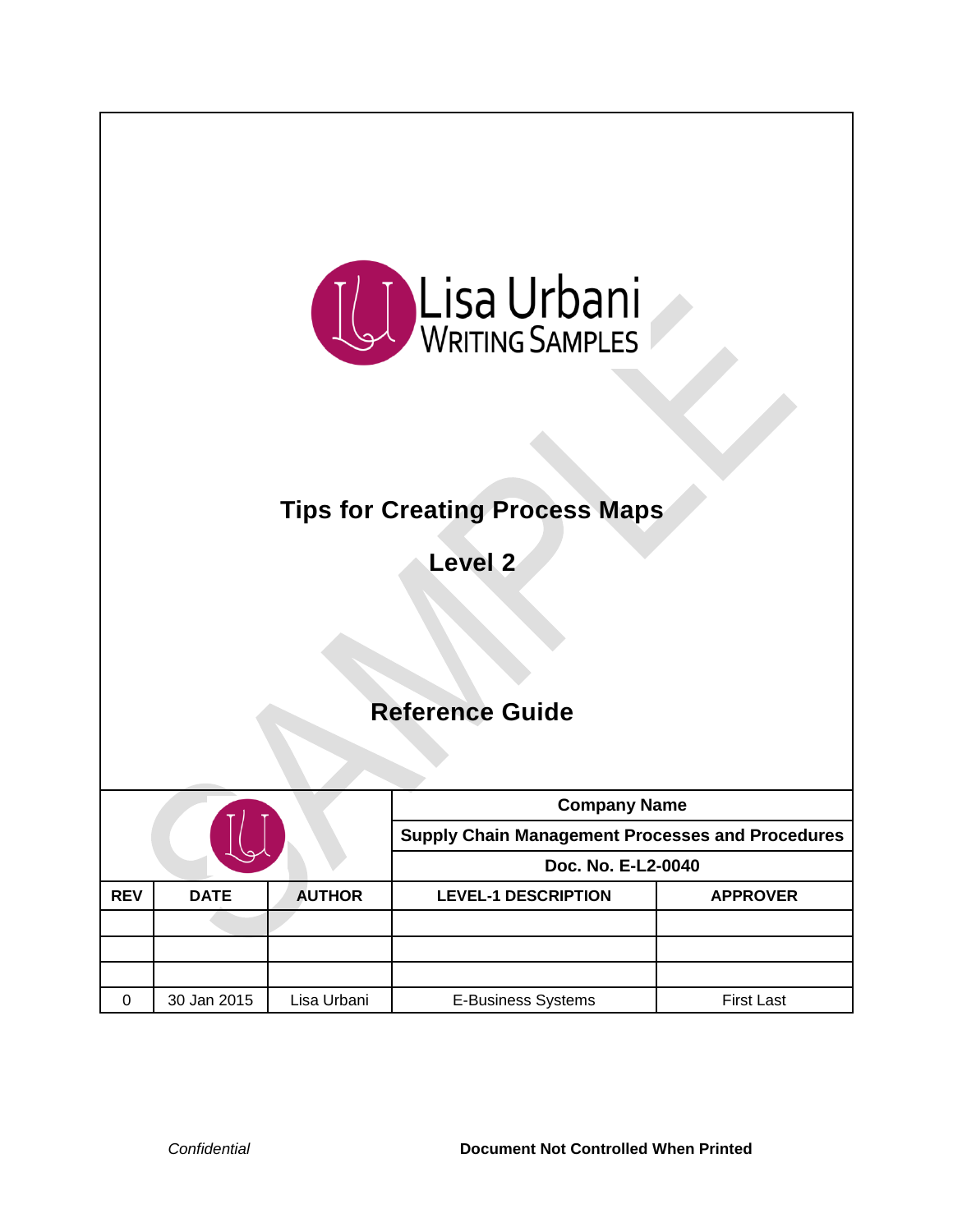Lisa Urbani
WRITING SAMPLES

# Tips for Creating Process Maps

## Level 2

## Reference Guide

| | | | **Company Name** | |
|---|---|---|---|---|
| | | | **Supply Chain Management Processes and Procedures** | |
| | | | **Doc. No. E-L2-0040** | |
| **REV** | **DATE** | **AUTHOR** | **LEVEL-1 DESCRIPTION** | **APPROVER** |
| | | | | |
| | | | | |
| | | | | |
| 0 | 30 Jan 2015 | Lisa Urbani | E-Business Systems | First Last |

*Confidential* **Document Not Controlled When Printed**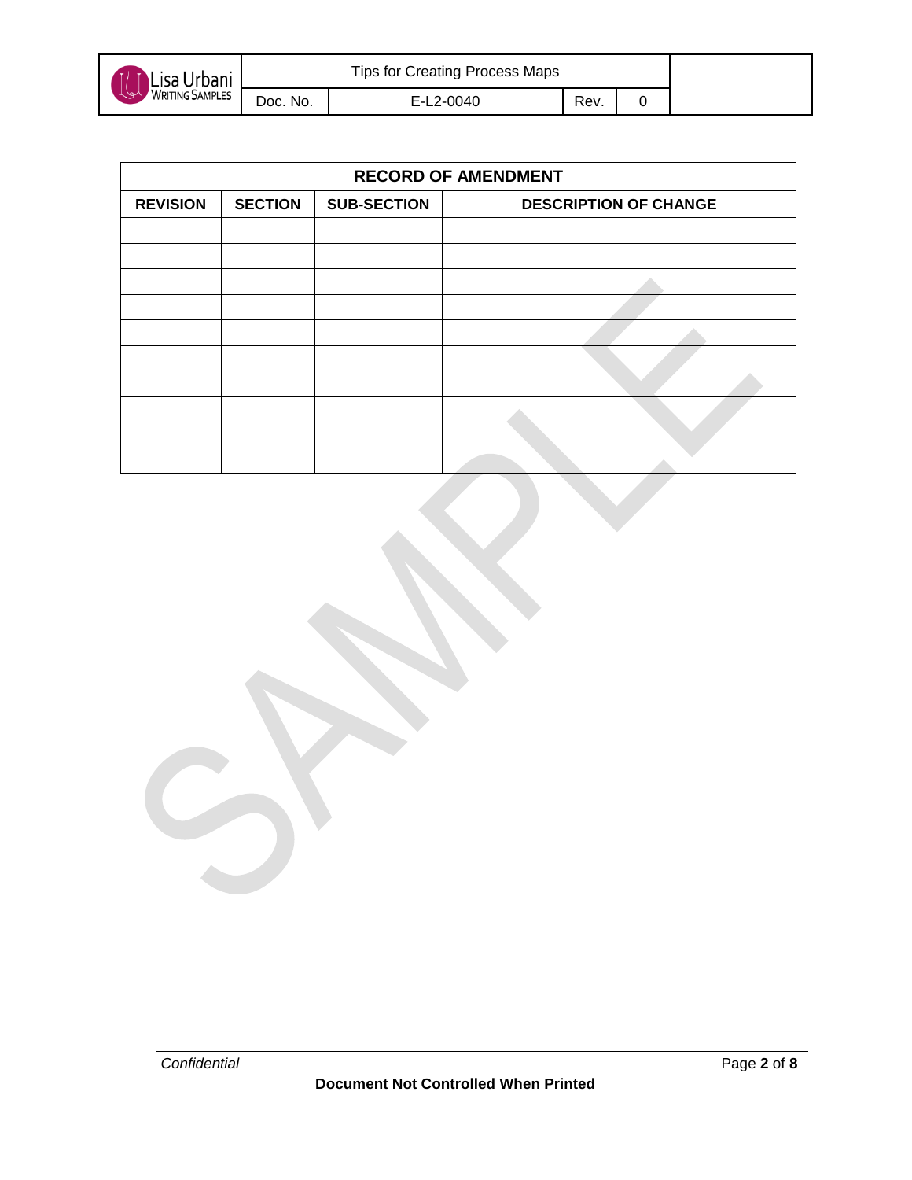| RECORD OF AMENDMENT | | | |
|---|---|---|---|
| **REVISION** | **SECTION** | **SUB-SECTION** | **DESCRIPTION OF CHANGE** |
| | | | |
| | | | |
| | | | |
| | | | |
| | | | |
| | | | |
| | | | |
| | | | |
| | | | |
| | | | |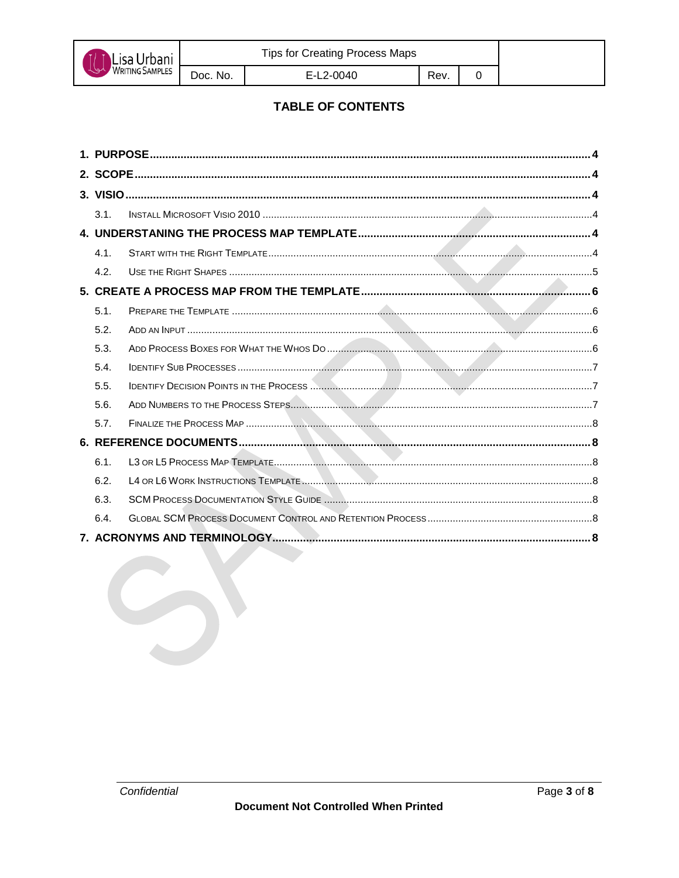# TABLE OF CONTENTS

1. PURPOSE ..... 4
2. SCOPE ..... 4
3. VISIO ..... 4
   - 3.1. Install Microsoft Visio 2010 ..... 4
4. UNDERSTANING THE PROCESS MAP TEMPLATE ..... 4
   - 4.1. Start with the Right Template ..... 4
   - 4.2. Use the Right Shapes ..... 5
5. CREATE A PROCESS MAP FROM THE TEMPLATE ..... 6
   - 5.1. Prepare the Template ..... 6
   - 5.2. Add an Input ..... 6
   - 5.3. Add Process Boxes for What the Whos Do ..... 6
   - 5.4. Identify Sub Processes ..... 7
   - 5.5. Identify Decision Points in the Process ..... 7
   - 5.6. Add Numbers to the Process Steps ..... 7
   - 5.7. Finalize the Process Map ..... 8
6. REFERENCE DOCUMENTS ..... 8
   - 6.1. L3 or L5 Process Map Template ..... 8
   - 6.2. L4 or L6 Work Instructions Template ..... 8
   - 6.3. SCM Process Documentation Style Guide ..... 8
   - 6.4. Global SCM Process Document Control and Retention Process ..... 8
7. ACRONYMS AND TERMINOLOGY ..... 8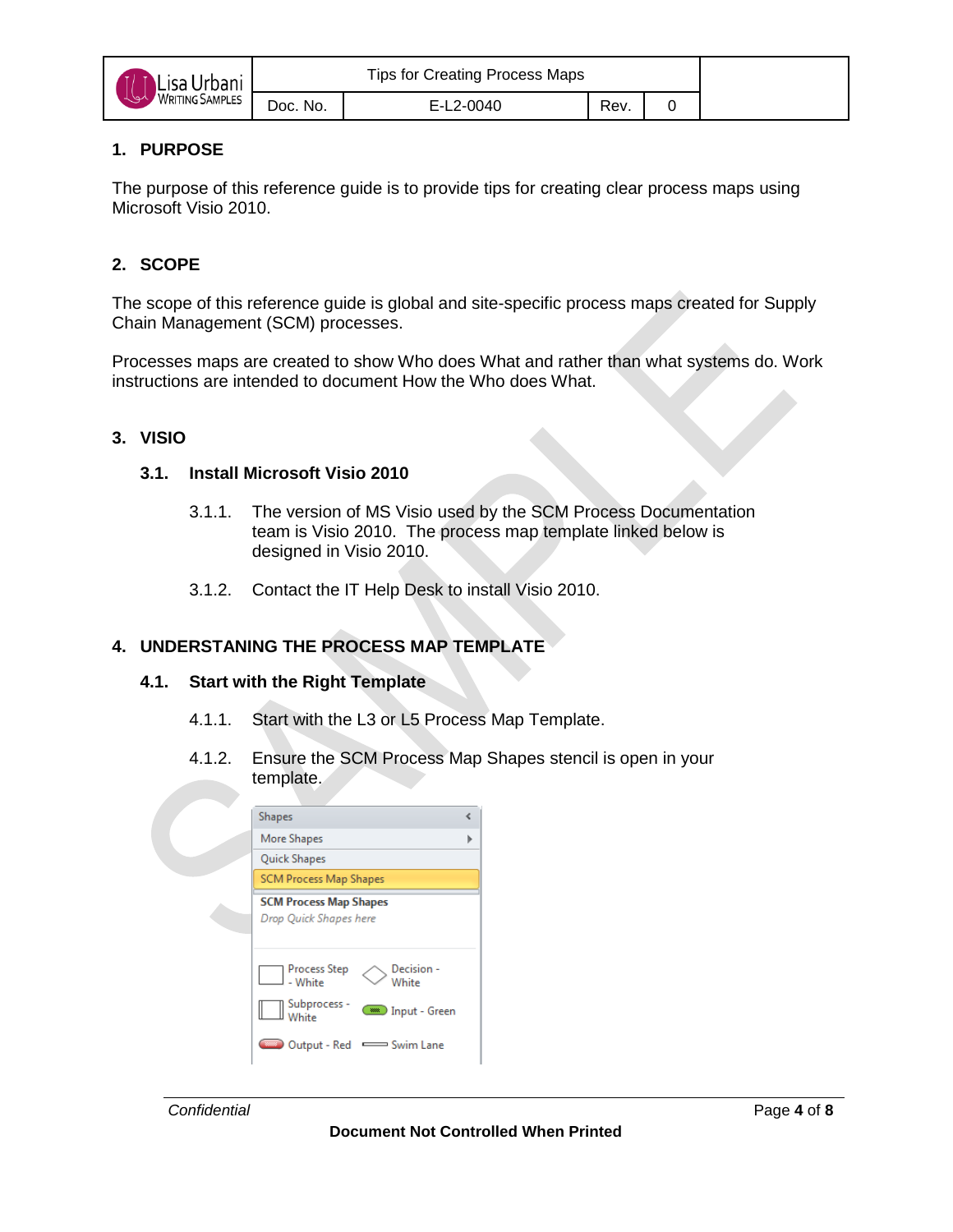## 1. PURPOSE

The purpose of this reference guide is to provide tips for creating clear process maps using Microsoft Visio 2010.

## 2. SCOPE

The scope of this reference guide is global and site-specific process maps created for Supply Chain Management (SCM) processes.

Processes maps are created to show Who does What and rather than what systems do. Work instructions are intended to document How the Who does What.

## 3. VISIO

### 3.1. Install Microsoft Visio 2010

3.1.1. The version of MS Visio used by the SCM Process Documentation team is Visio 2010. The process map template linked below is designed in Visio 2010.

3.1.2. Contact the IT Help Desk to install Visio 2010.

## 4. UNDERSTANING THE PROCESS MAP TEMPLATE

### 4.1. Start with the Right Template

4.1.1. Start with the L3 or L5 Process Map Template.

4.1.2. Ensure the SCM Process Map Shapes stencil is open in your template.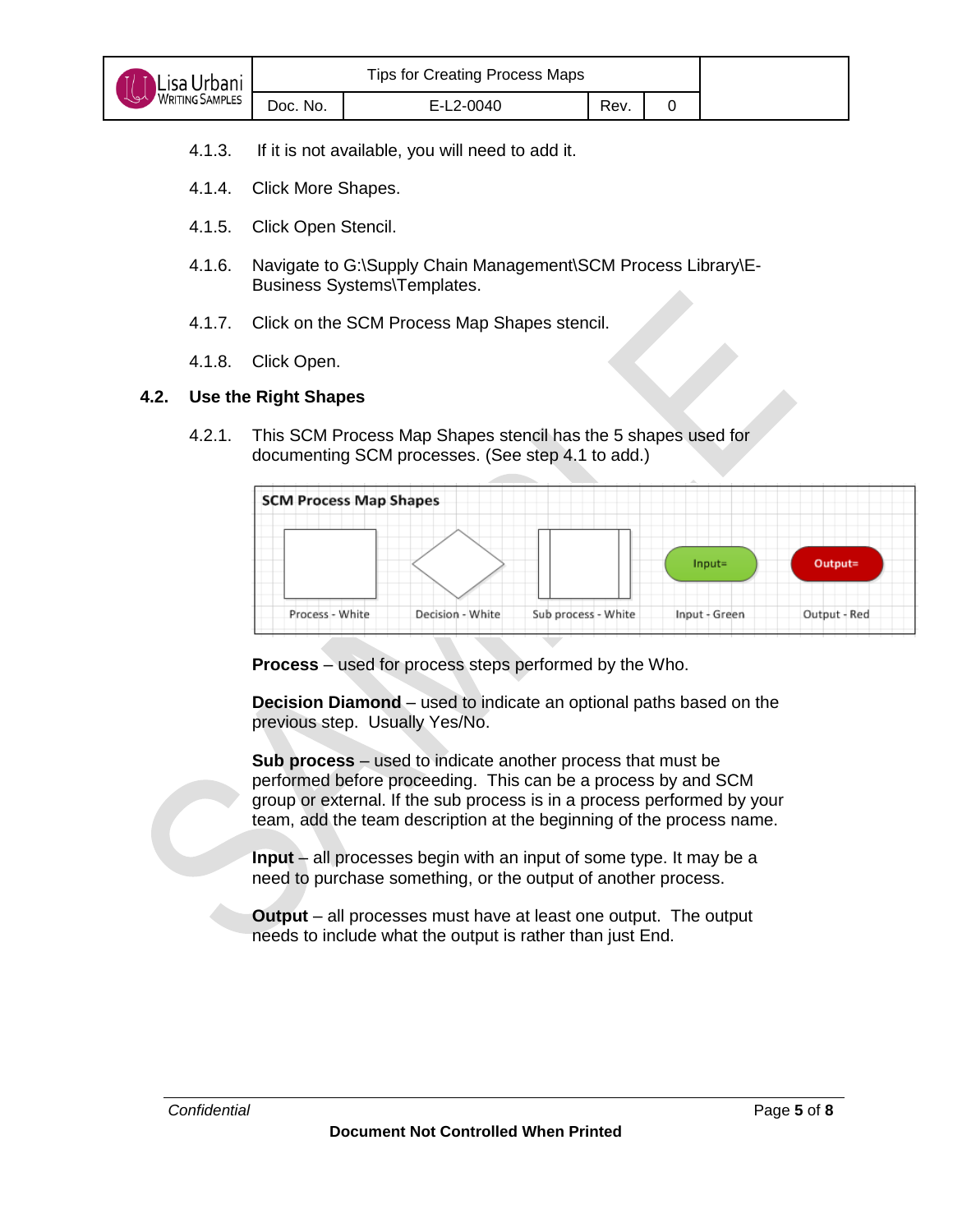4.1.3. If it is not available, you will need to add it.

4.1.4. Click More Shapes.

4.1.5. Click Open Stencil.

4.1.6. Navigate to G:\Supply Chain Management\SCM Process Library\E-Business Systems\Templates.

4.1.7. Click on the SCM Process Map Shapes stencil.

4.1.8. Click Open.

### 4.2. Use the Right Shapes

4.2.1. This SCM Process Map Shapes stencil has the 5 shapes used for documenting SCM processes. (See step 4.1 to add.)

**SCM Process Map Shapes**

Process - White | Decision - White | Sub process - White | Input - Green (Input=) | Output - Red (Output=)

**Process** – used for process steps performed by the Who.

**Decision Diamond** – used to indicate an optional paths based on the previous step. Usually Yes/No.

**Sub process** – used to indicate another process that must be performed before proceeding. This can be a process by and SCM group or external. If the sub process is in a process performed by your team, add the team description at the beginning of the process name.

**Input** – all processes begin with an input of some type. It may be a need to purchase something, or the output of another process.

**Output** – all processes must have at least one output. The output needs to include what the output is rather than just End.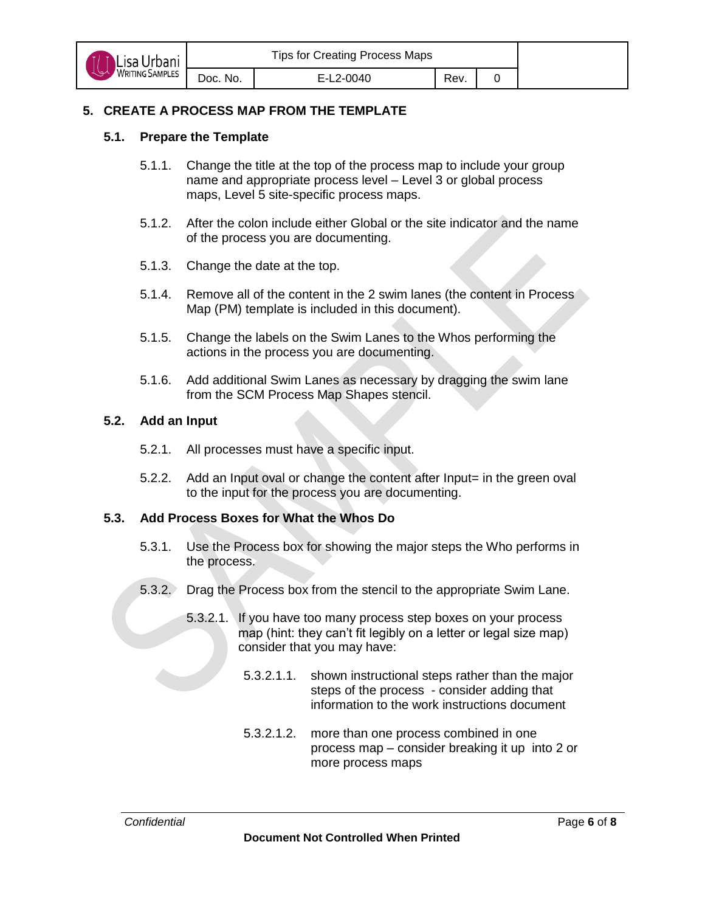## 5. CREATE A PROCESS MAP FROM THE TEMPLATE

### 5.1. Prepare the Template

5.1.1. Change the title at the top of the process map to include your group name and appropriate process level – Level 3 or global process maps, Level 5 site-specific process maps.

5.1.2. After the colon include either Global or the site indicator and the name of the process you are documenting.

5.1.3. Change the date at the top.

5.1.4. Remove all of the content in the 2 swim lanes (the content in Process Map (PM) template is included in this document).

5.1.5. Change the labels on the Swim Lanes to the Whos performing the actions in the process you are documenting.

5.1.6. Add additional Swim Lanes as necessary by dragging the swim lane from the SCM Process Map Shapes stencil.

### 5.2. Add an Input

5.2.1. All processes must have a specific input.

5.2.2. Add an Input oval or change the content after Input= in the green oval to the input for the process you are documenting.

### 5.3. Add Process Boxes for What the Whos Do

5.3.1. Use the Process box for showing the major steps the Who performs in the process.

5.3.2. Drag the Process box from the stencil to the appropriate Swim Lane.

5.3.2.1. If you have too many process step boxes on your process map (hint: they can't fit legibly on a letter or legal size map) consider that you may have:

5.3.2.1.1. shown instructional steps rather than the major steps of the process - consider adding that information to the work instructions document

5.3.2.1.2. more than one process combined in one process map – consider breaking it up into 2 or more process maps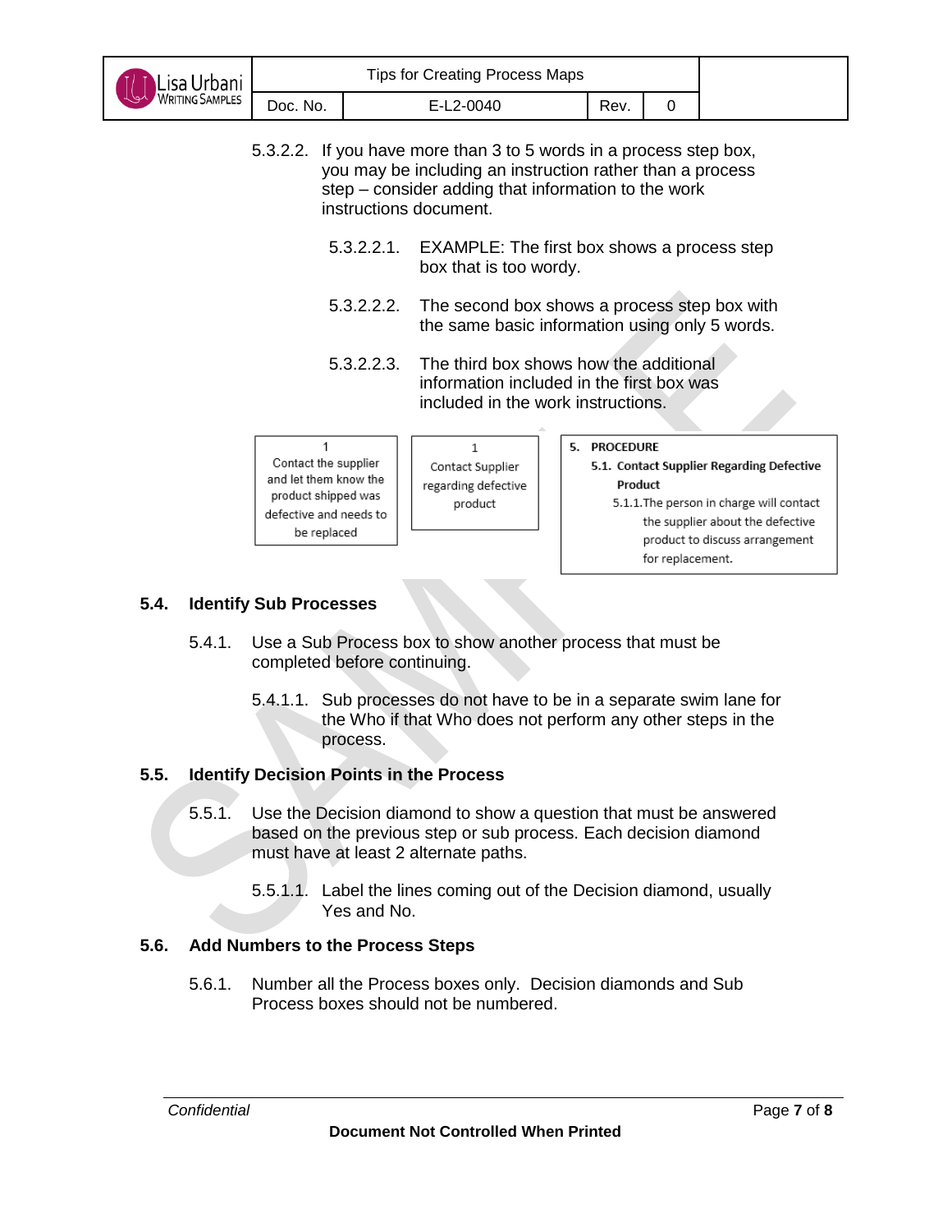5.3.2.2. If you have more than 3 to 5 words in a process step box, you may be including an instruction rather than a process step – consider adding that information to the work instructions document.

5.3.2.2.1. EXAMPLE: The first box shows a process step box that is too wordy.

5.3.2.2.2. The second box shows a process step box with the same basic information using only 5 words.

5.3.2.2.3. The third box shows how the additional information included in the first box was included in the work instructions.

| 1<br>Contact the supplier and let them know the product shipped was defective and needs to be replaced |
|---|

| 1<br>Contact Supplier regarding defective product |
|---|

| 5. PROCEDURE<br>5.1. Contact Supplier Regarding Defective Product<br>5.1.1. The person in charge will contact the supplier about the defective product to discuss arrangement for replacement. |
|---|

## 5.4. Identify Sub Processes

5.4.1. Use a Sub Process box to show another process that must be completed before continuing.

5.4.1.1. Sub processes do not have to be in a separate swim lane for the Who if that Who does not perform any other steps in the process.

## 5.5. Identify Decision Points in the Process

5.5.1. Use the Decision diamond to show a question that must be answered based on the previous step or sub process. Each decision diamond must have at least 2 alternate paths.

5.5.1.1. Label the lines coming out of the Decision diamond, usually Yes and No.

## 5.6. Add Numbers to the Process Steps

5.6.1. Number all the Process boxes only. Decision diamonds and Sub Process boxes should not be numbered.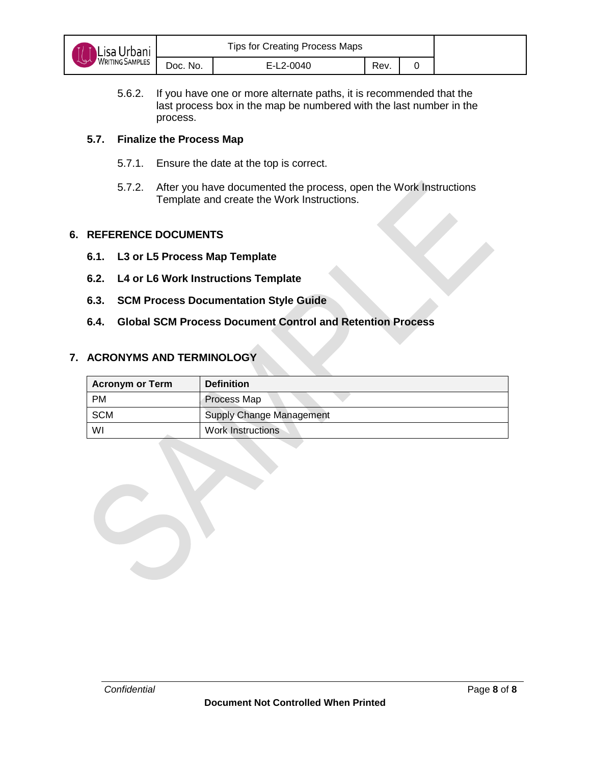5.6.2. If you have one or more alternate paths, it is recommended that the last process box in the map be numbered with the last number in the process.

### 5.7. Finalize the Process Map

5.7.1. Ensure the date at the top is correct.

5.7.2. After you have documented the process, open the Work Instructions Template and create the Work Instructions.

## 6. REFERENCE DOCUMENTS

### 6.1. L3 or L5 Process Map Template

### 6.2. L4 or L6 Work Instructions Template

### 6.3. SCM Process Documentation Style Guide

### 6.4. Global SCM Process Document Control and Retention Process

## 7. ACRONYMS AND TERMINOLOGY

| Acronym or Term | Definition |
|---|---|
| PM | Process Map |
| SCM | Supply Change Management |
| WI | Work Instructions |

*Confidential*

**Document Not Controlled When Printed**